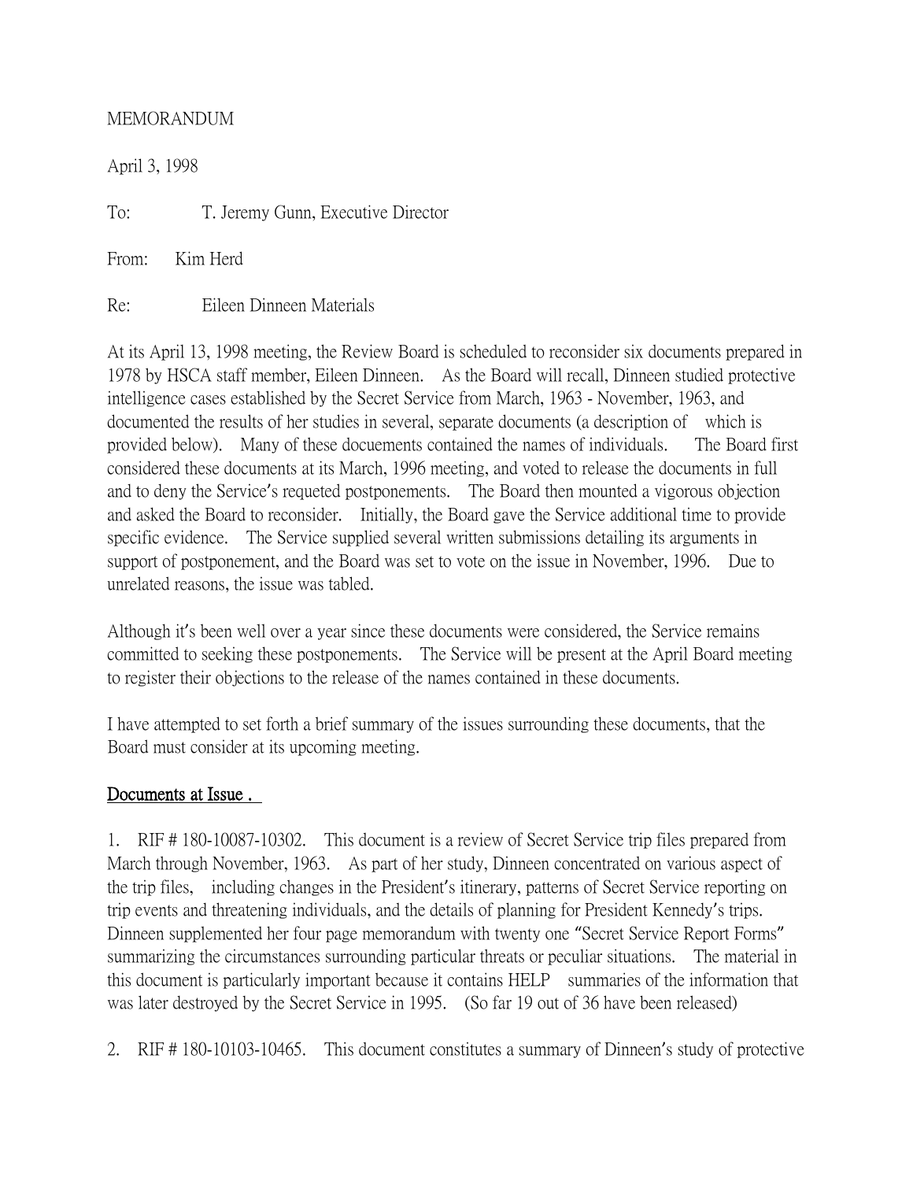MEMORANDUM

April 3, 1998

To: T. Jeremy Gunn, Executive Director

From: Kim Herd

Re: Eileen Dinneen Materials

At its April 13, 1998 meeting, the Review Board is scheduled to reconsider six documents prepared in 1978 by HSCA staff member, Eileen Dinneen. As the Board will recall, Dinneen studied protective intelligence cases established by the Secret Service from March, 1963 - November, 1963, and documented the results of her studies in several, separate documents (a description of which is provided below). Many of these docuements contained the names of individuals. The Board first considered these documents at its March, 1996 meeting, and voted to release the documents in full and to deny the Service's requeted postponements. The Board then mounted a vigorous objection and asked the Board to reconsider. Initially, the Board gave the Service additional time to provide specific evidence. The Service supplied several written submissions detailing its arguments in support of postponement, and the Board was set to vote on the issue in November, 1996. Due to unrelated reasons, the issue was tabled.

Although it's been well over a year since these documents were considered, the Service remains committed to seeking these postponements. The Service will be present at the April Board meeting to register their objections to the release of the names contained in these documents.

I have attempted to set forth a brief summary of the issues surrounding these documents, that the Board must consider at its upcoming meeting.

## Documents at Issue .

1. RIF # 180-10087-10302. This document is a review of Secret Service trip files prepared from March through November, 1963. As part of her study, Dinneen concentrated on various aspect of the trip files, including changes in the President's itinerary, patterns of Secret Service reporting on trip events and threatening individuals, and the details of planning for President Kennedy's trips. Dinneen supplemented her four page memorandum with twenty one "Secret Service Report Forms" summarizing the circumstances surrounding particular threats or peculiar situations. The material in this document is particularly important because it contains HELP summaries of the information that was later destroyed by the Secret Service in 1995. (So far 19 out of 36 have been released)

2. RIF # 180-10103-10465. This document constitutes a summary of Dinneen's study of protective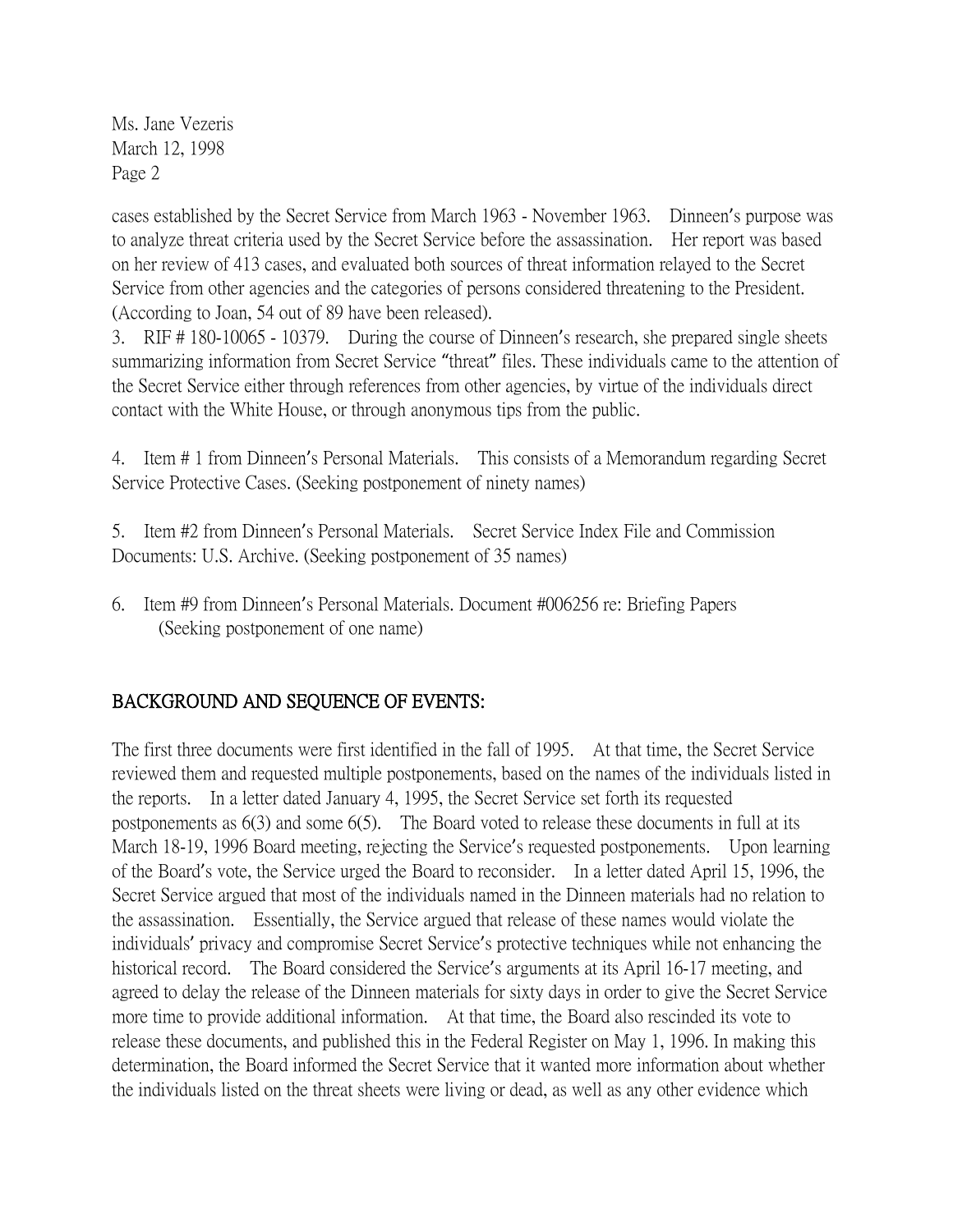cases established by the Secret Service from March 1963 - November 1963. Dinneen's purpose was to analyze threat criteria used by the Secret Service before the assassination. Her report was based on her review of 413 cases, and evaluated both sources of threat information relayed to the Secret Service from other agencies and the categories of persons considered threatening to the President. (According to Joan, 54 out of 89 have been released).

3. RIF # 180-10065 - 10379. During the course of Dinneen's research, she prepared single sheets summarizing information from Secret Service "threat" files. These individuals came to the attention of the Secret Service either through references from other agencies, by virtue of the individuals direct contact with the White House, or through anonymous tips from the public.

4. Item # 1 from Dinneen's Personal Materials. This consists of a Memorandum regarding Secret Service Protective Cases. (Seeking postponement of ninety names)

5. Item #2 from Dinneen's Personal Materials. Secret Service Index File and Commission Documents: U.S. Archive. (Seeking postponement of 35 names)

6. Item #9 from Dinneen's Personal Materials. Document #006256 re: Briefing Papers (Seeking postponement of one name)

## BACKGROUND AND SEQUENCE OF EVENTS:

The first three documents were first identified in the fall of 1995. At that time, the Secret Service reviewed them and requested multiple postponements, based on the names of the individuals listed in the reports. In a letter dated January 4, 1995, the Secret Service set forth its requested postponements as 6(3) and some 6(5). The Board voted to release these documents in full at its March 18-19, 1996 Board meeting, rejecting the Service's requested postponements. Upon learning of the Board's vote, the Service urged the Board to reconsider. In a letter dated April 15, 1996, the Secret Service argued that most of the individuals named in the Dinneen materials had no relation to the assassination. Essentially, the Service argued that release of these names would violate the individuals' privacy and compromise Secret Service's protective techniques while not enhancing the historical record. The Board considered the Service's arguments at its April 16-17 meeting, and agreed to delay the release of the Dinneen materials for sixty days in order to give the Secret Service more time to provide additional information. At that time, the Board also rescinded its vote to release these documents, and published this in the Federal Register on May 1, 1996. In making this determination, the Board informed the Secret Service that it wanted more information about whether the individuals listed on the threat sheets were living or dead, as well as any other evidence which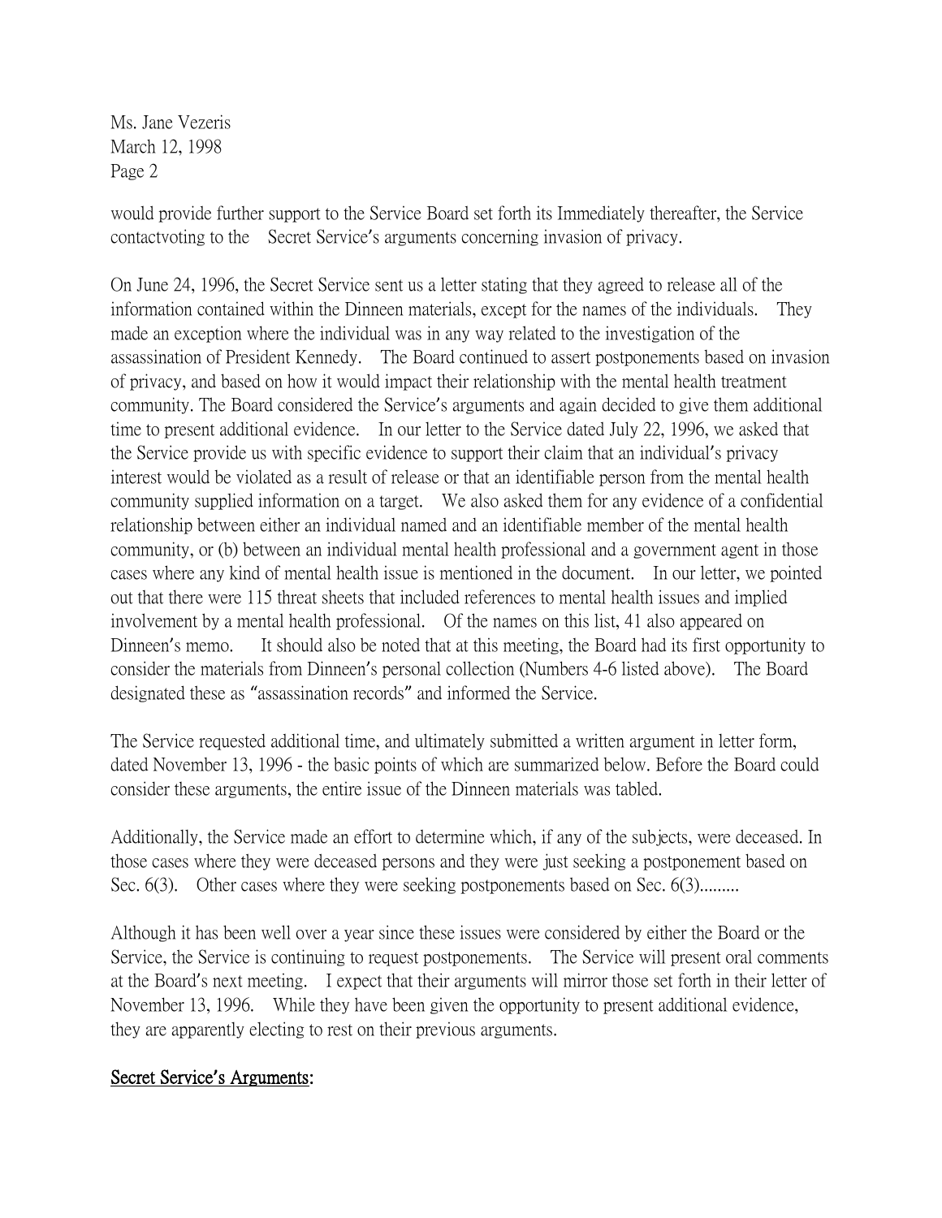Ms. Jane Vezeris
March 12, 1998
Page 2

would provide further support to the Service Board set forth its Immediately thereafter, the Service contactvoting to the Secret Service's arguments concerning invasion of privacy.

On June 24, 1996, the Secret Service sent us a letter stating that they agreed to release all of the information contained within the Dinneen materials, except for the names of the individuals. They made an exception where the individual was in any way related to the investigation of the assassination of President Kennedy. The Board continued to assert postponements based on invasion of privacy, and based on how it would impact their relationship with the mental health treatment community. The Board considered the Service's arguments and again decided to give them additional time to present additional evidence. In our letter to the Service dated July 22, 1996, we asked that the Service provide us with specific evidence to support their claim that an individual's privacy interest would be violated as a result of release or that an identifiable person from the mental health community supplied information on a target. We also asked them for any evidence of a confidential relationship between either an individual named and an identifiable member of the mental health community, or (b) between an individual mental health professional and a government agent in those cases where any kind of mental health issue is mentioned in the document. In our letter, we pointed out that there were 115 threat sheets that included references to mental health issues and implied involvement by a mental health professional. Of the names on this list, 41 also appeared on Dinneen's memo. It should also be noted that at this meeting, the Board had its first opportunity to consider the materials from Dinneen's personal collection (Numbers 4-6 listed above). The Board designated these as "assassination records" and informed the Service.

The Service requested additional time, and ultimately submitted a written argument in letter form, dated November 13, 1996 - the basic points of which are summarized below. Before the Board could consider these arguments, the entire issue of the Dinneen materials was tabled.

Additionally, the Service made an effort to determine which, if any of the subjects, were deceased. In those cases where they were deceased persons and they were just seeking a postponement based on Sec. 6(3). Other cases where they were seeking postponements based on Sec. 6(3).........

Although it has been well over a year since these issues were considered by either the Board or the Service, the Service is continuing to request postponements. The Service will present oral comments at the Board's next meeting. I expect that their arguments will mirror those set forth in their letter of November 13, 1996. While they have been given the opportunity to present additional evidence, they are apparently electing to rest on their previous arguments.

**Secret Service's Arguments:**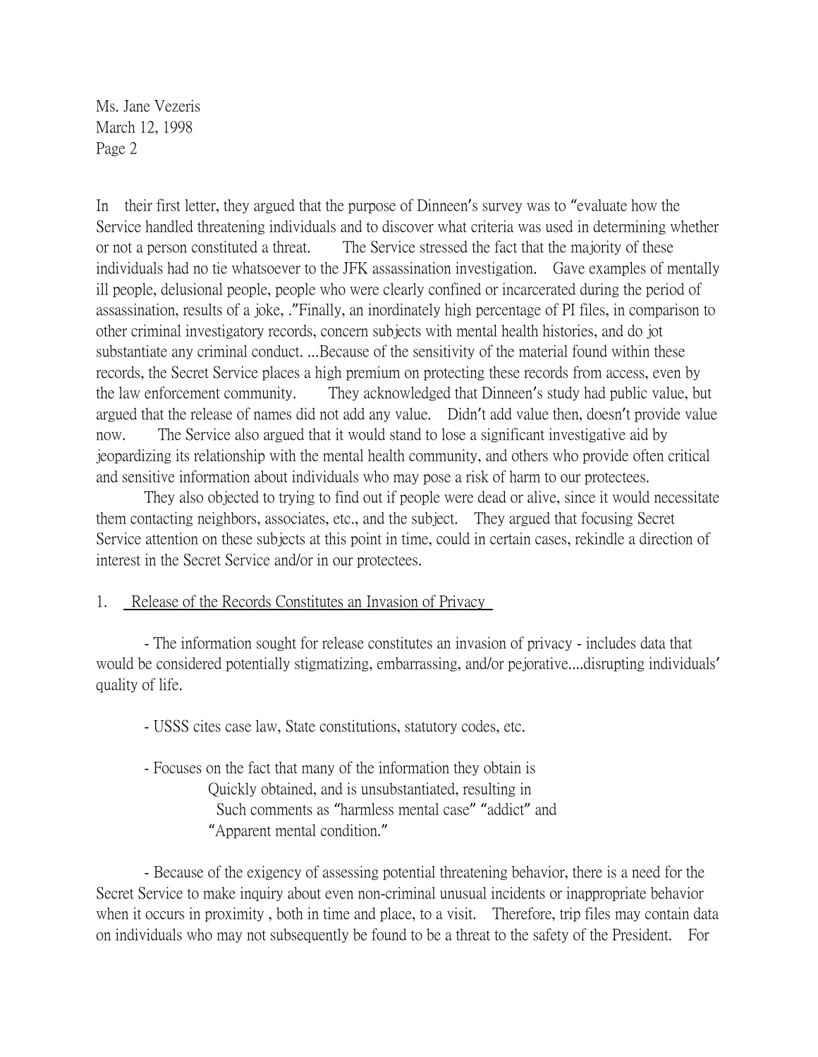Ms. Jane Vezeris
March 12, 1998
Page 2

In their first letter, they argued that the purpose of Dinneen's survey was to "evaluate how the Service handled threatening individuals and to discover what criteria was used in determining whether or not a person constituted a threat. The Service stressed the fact that the majority of these individuals had no tie whatsoever to the JFK assassination investigation. Gave examples of mentally ill people, delusional people, people who were clearly confined or incarcerated during the period of assassination, results of a joke, ."Finally, an inordinately high percentage of PI files, in comparison to other criminal investigatory records, concern subjects with mental health histories, and do jot substantiate any criminal conduct. ...Because of the sensitivity of the material found within these records, the Secret Service places a high premium on protecting these records from access, even by the law enforcement community. They acknowledged that Dinneen's study had public value, but argued that the release of names did not add any value. Didn't add value then, doesn't provide value now. The Service also argued that it would stand to lose a significant investigative aid by jeopardizing its relationship with the mental health community, and others who provide often critical and sensitive information about individuals who may pose a risk of harm to our protectees.

They also objected to trying to find out if people were dead or alive, since it would necessitate them contacting neighbors, associates, etc., and the subject. They argued that focusing Secret Service attention on these subjects at this point in time, could in certain cases, rekindle a direction of interest in the Secret Service and/or in our protectees.

1. <u>Release of the Records Constitutes an Invasion of Privacy</u>

- The information sought for release constitutes an invasion of privacy - includes data that would be considered potentially stigmatizing, embarrassing, and/or pejorative....disrupting individuals' quality of life.

- USSS cites case law, State constitutions, statutory codes, etc.

- Focuses on the fact that many of the information they obtain is
  Quickly obtained, and is unsubstantiated, resulting in
  Such comments as "harmless mental case" "addict" and
  "Apparent mental condition."

- Because of the exigency of assessing potential threatening behavior, there is a need for the Secret Service to make inquiry about even non-criminal unusual incidents or inappropriate behavior when it occurs in proximity , both in time and place, to a visit. Therefore, trip files may contain data on individuals who may not subsequently be found to be a threat to the safety of the President. For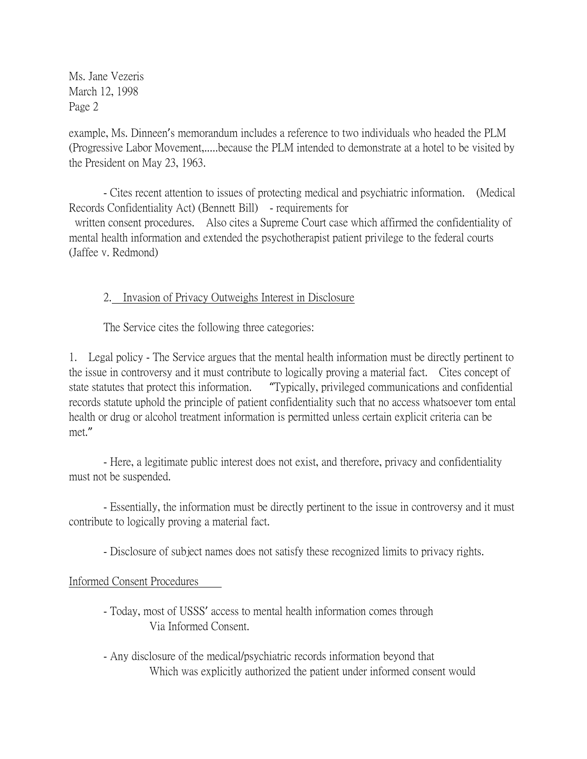Ms. Jane Vezeris
March 12, 1998
Page 2

example, Ms. Dinneen's memorandum includes a reference to two individuals who headed the PLM (Progressive Labor Movement,.....because the PLM intended to demonstrate at a hotel to be visited by the President on May 23, 1963.

- Cites recent attention to issues of protecting medical and psychiatric information. (Medical Records Confidentiality Act) (Bennett Bill) - requirements for written consent procedures. Also cites a Supreme Court case which affirmed the confidentiality of mental health information and extended the psychotherapist patient privilege to the federal courts (Jaffee v. Redmond)

2. Invasion of Privacy Outweighs Interest in Disclosure

The Service cites the following three categories:

1. Legal policy - The Service argues that the mental health information must be directly pertinent to the issue in controversy and it must contribute to logically proving a material fact. Cites concept of state statutes that protect this information. "Typically, privileged communications and confidential records statute uphold the principle of patient confidentiality such that no access whatsoever tom ental health or drug or alcohol treatment information is permitted unless certain explicit criteria can be met."

- Here, a legitimate public interest does not exist, and therefore, privacy and confidentiality must not be suspended.

- Essentially, the information must be directly pertinent to the issue in controversy and it must contribute to logically proving a material fact.

- Disclosure of subject names does not satisfy these recognized limits to privacy rights.

Informed Consent Procedures

- Today, most of USSS' access to mental health information comes through Via Informed Consent.

- Any disclosure of the medical/psychiatric records information beyond that Which was explicitly authorized the patient under informed consent would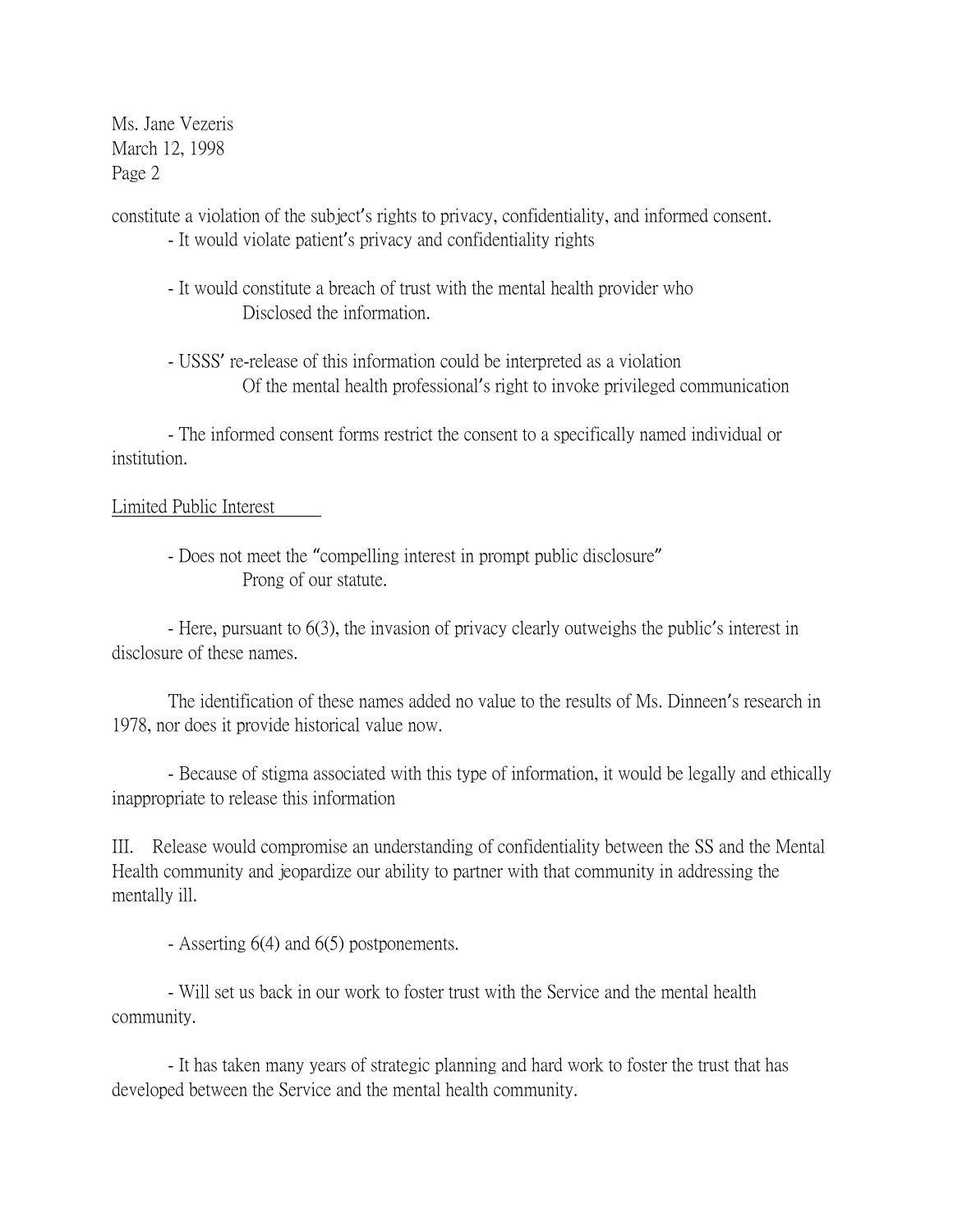constitute a violation of the subject's rights to privacy, confidentiality, and informed consent.

- It would violate patient's privacy and confidentiality rights

- It would constitute a breach of trust with the mental health provider who Disclosed the information.

- USSS' re-release of this information could be interpreted as a violation Of the mental health professional's right to invoke privileged communication

- The informed consent forms restrict the consent to a specifically named individual or institution.

<u>Limited Public Interest</u>

- Does not meet the "compelling interest in prompt public disclosure" Prong of our statute.

- Here, pursuant to 6(3), the invasion of privacy clearly outweighs the public's interest in disclosure of these names.

The identification of these names added no value to the results of Ms. Dinneen's research in 1978, nor does it provide historical value now.

- Because of stigma associated with this type of information, it would be legally and ethically inappropriate to release this information

III. Release would compromise an understanding of confidentiality between the SS and the Mental Health community and jeopardize our ability to partner with that community in addressing the mentally ill.

- Asserting 6(4) and 6(5) postponements.

- Will set us back in our work to foster trust with the Service and the mental health community.

- It has taken many years of strategic planning and hard work to foster the trust that has developed between the Service and the mental health community.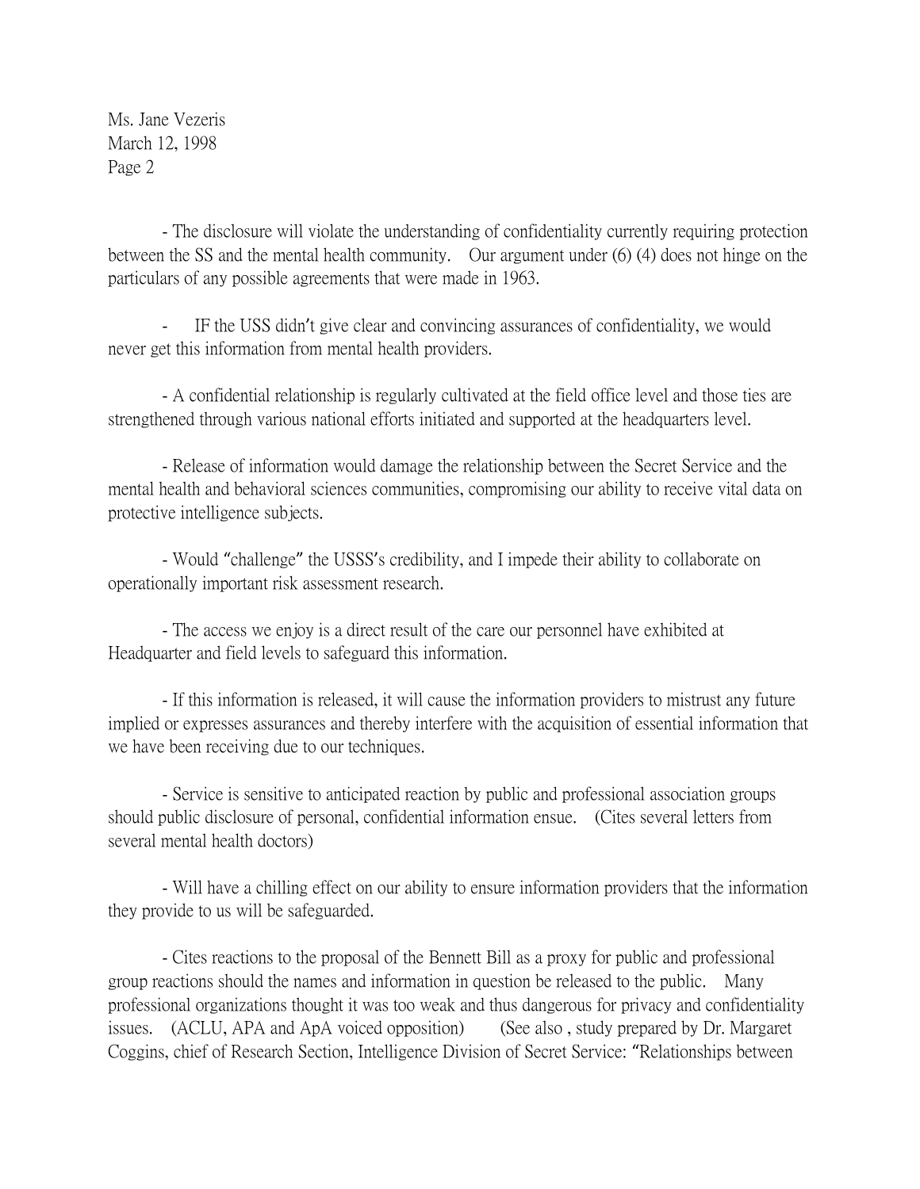Ms. Jane Vezeris
March 12, 1998
Page 2

- The disclosure will violate the understanding of confidentiality currently requiring protection between the SS and the mental health community. Our argument under (6) (4) does not hinge on the particulars of any possible agreements that were made in 1963.

- IF the USS didn't give clear and convincing assurances of confidentiality, we would never get this information from mental health providers.

- A confidential relationship is regularly cultivated at the field office level and those ties are strengthened through various national efforts initiated and supported at the headquarters level.

- Release of information would damage the relationship between the Secret Service and the mental health and behavioral sciences communities, compromising our ability to receive vital data on protective intelligence subjects.

- Would "challenge" the USSS's credibility, and I impede their ability to collaborate on operationally important risk assessment research.

- The access we enjoy is a direct result of the care our personnel have exhibited at Headquarter and field levels to safeguard this information.

- If this information is released, it will cause the information providers to mistrust any future implied or expresses assurances and thereby interfere with the acquisition of essential information that we have been receiving due to our techniques.

- Service is sensitive to anticipated reaction by public and professional association groups should public disclosure of personal, confidential information ensue. (Cites several letters from several mental health doctors)

- Will have a chilling effect on our ability to ensure information providers that the information they provide to us will be safeguarded.

- Cites reactions to the proposal of the Bennett Bill as a proxy for public and professional group reactions should the names and information in question be released to the public. Many professional organizations thought it was too weak and thus dangerous for privacy and confidentiality issues. (ACLU, APA and ApA voiced opposition) (See also , study prepared by Dr. Margaret Coggins, chief of Research Section, Intelligence Division of Secret Service: "Relationships between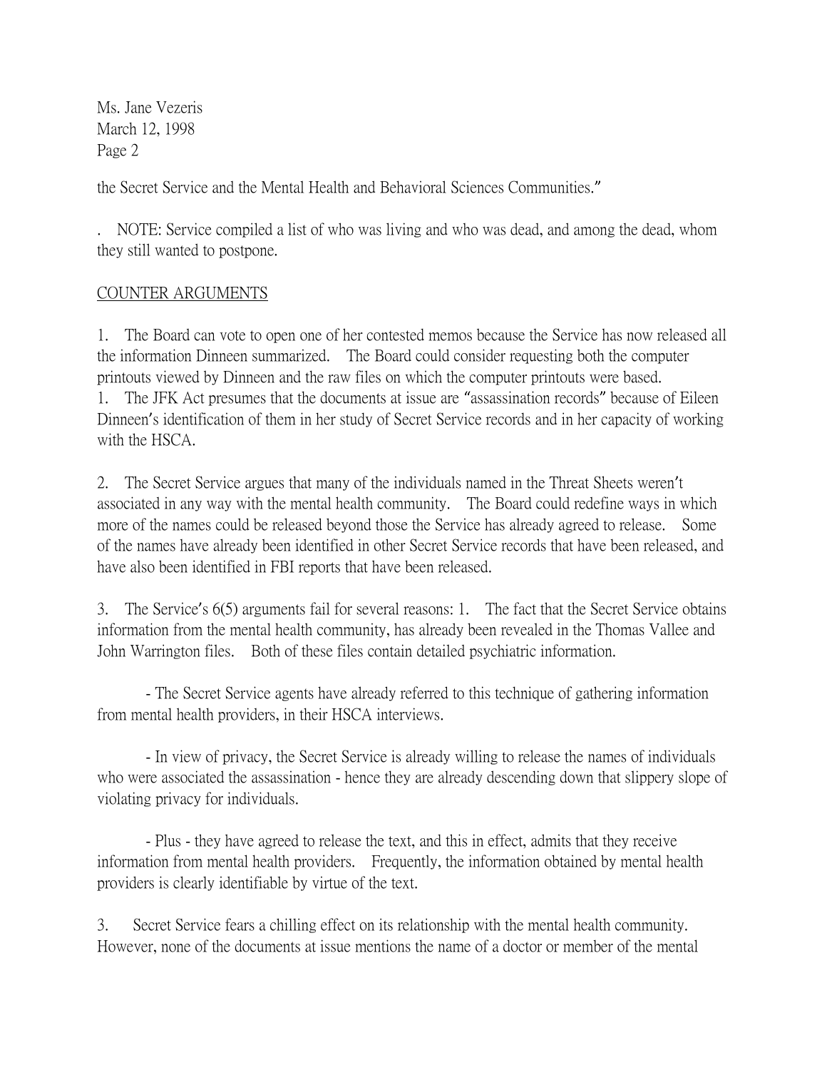Ms. Jane Vezeris
March 12, 1998
Page 2

the Secret Service and the Mental Health and Behavioral Sciences Communities."

. NOTE: Service compiled a list of who was living and who was dead, and among the dead, whom they still wanted to postpone.

<u>COUNTER ARGUMENTS</u>

1. The Board can vote to open one of her contested memos because the Service has now released all the information Dinneen summarized. The Board could consider requesting both the computer printouts viewed by Dinneen and the raw files on which the computer printouts were based.
1. The JFK Act presumes that the documents at issue are "assassination records" because of Eileen Dinneen's identification of them in her study of Secret Service records and in her capacity of working with the HSCA.

2. The Secret Service argues that many of the individuals named in the Threat Sheets weren't associated in any way with the mental health community. The Board could redefine ways in which more of the names could be released beyond those the Service has already agreed to release. Some of the names have already been identified in other Secret Service records that have been released, and have also been identified in FBI reports that have been released.

3. The Service's 6(5) arguments fail for several reasons: 1. The fact that the Secret Service obtains information from the mental health community, has already been revealed in the Thomas Vallee and John Warrington files. Both of these files contain detailed psychiatric information.

- The Secret Service agents have already referred to this technique of gathering information from mental health providers, in their HSCA interviews.

- In view of privacy, the Secret Service is already willing to release the names of individuals who were associated the assassination - hence they are already descending down that slippery slope of violating privacy for individuals.

- Plus - they have agreed to release the text, and this in effect, admits that they receive information from mental health providers. Frequently, the information obtained by mental health providers is clearly identifiable by virtue of the text.

3. Secret Service fears a chilling effect on its relationship with the mental health community. However, none of the documents at issue mentions the name of a doctor or member of the mental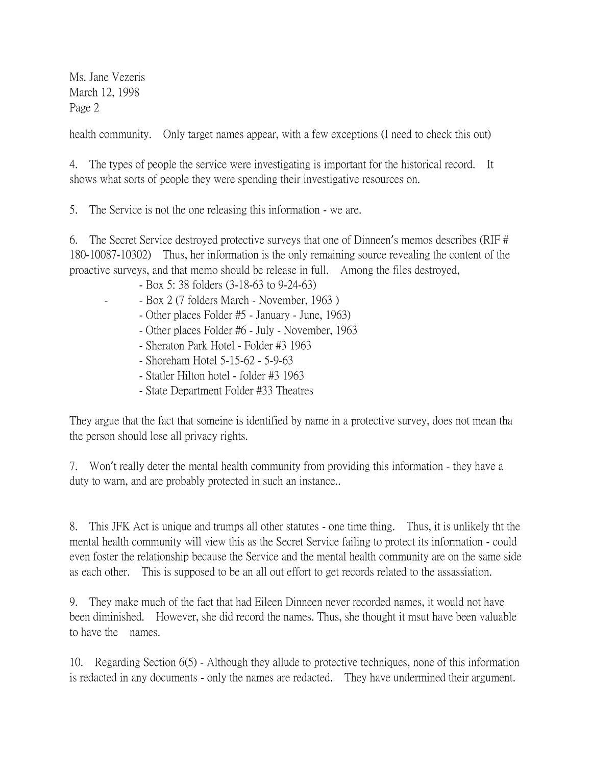Ms. Jane Vezeris
March 12, 1998
Page 2

health community. Only target names appear, with a few exceptions (I need to check this out)

4. The types of people the service were investigating is important for the historical record. It shows what sorts of people they were spending their investigative resources on.

5. The Service is not the one releasing this information - we are.

6. The Secret Service destroyed protective surveys that one of Dinneen's memos describes (RIF # 180-10087-10302) Thus, her information is the only remaining source revealing the content of the proactive surveys, and that memo should be release in full. Among the files destroyed,

- Box 5: 38 folders (3-18-63 to 9-24-63)
- Box 2 (7 folders March - November, 1963 )
- Other places Folder #5 - January - June, 1963)
- Other places Folder #6 - July - November, 1963
- Sheraton Park Hotel - Folder #3 1963
- Shoreham Hotel 5-15-62 - 5-9-63
- Statler Hilton hotel - folder #3 1963
- State Department Folder #33 Theatres

They argue that the fact that someine is identified by name in a protective survey, does not mean tha the person should lose all privacy rights.

7. Won't really deter the mental health community from providing this information - they have a duty to warn, and are probably protected in such an instance..

8. This JFK Act is unique and trumps all other statutes - one time thing. Thus, it is unlikely tht the mental health community will view this as the Secret Service failing to protect its information - could even foster the relationship because the Service and the mental health community are on the same side as each other. This is supposed to be an all out effort to get records related to the assassiation.

9. They make much of the fact that had Eileen Dinneen never recorded names, it would not have been diminished. However, she did record the names. Thus, she thought it msut have been valuable to have the names.

10. Regarding Section 6(5) - Although they allude to protective techniques, none of this information is redacted in any documents - only the names are redacted. They have undermined their argument.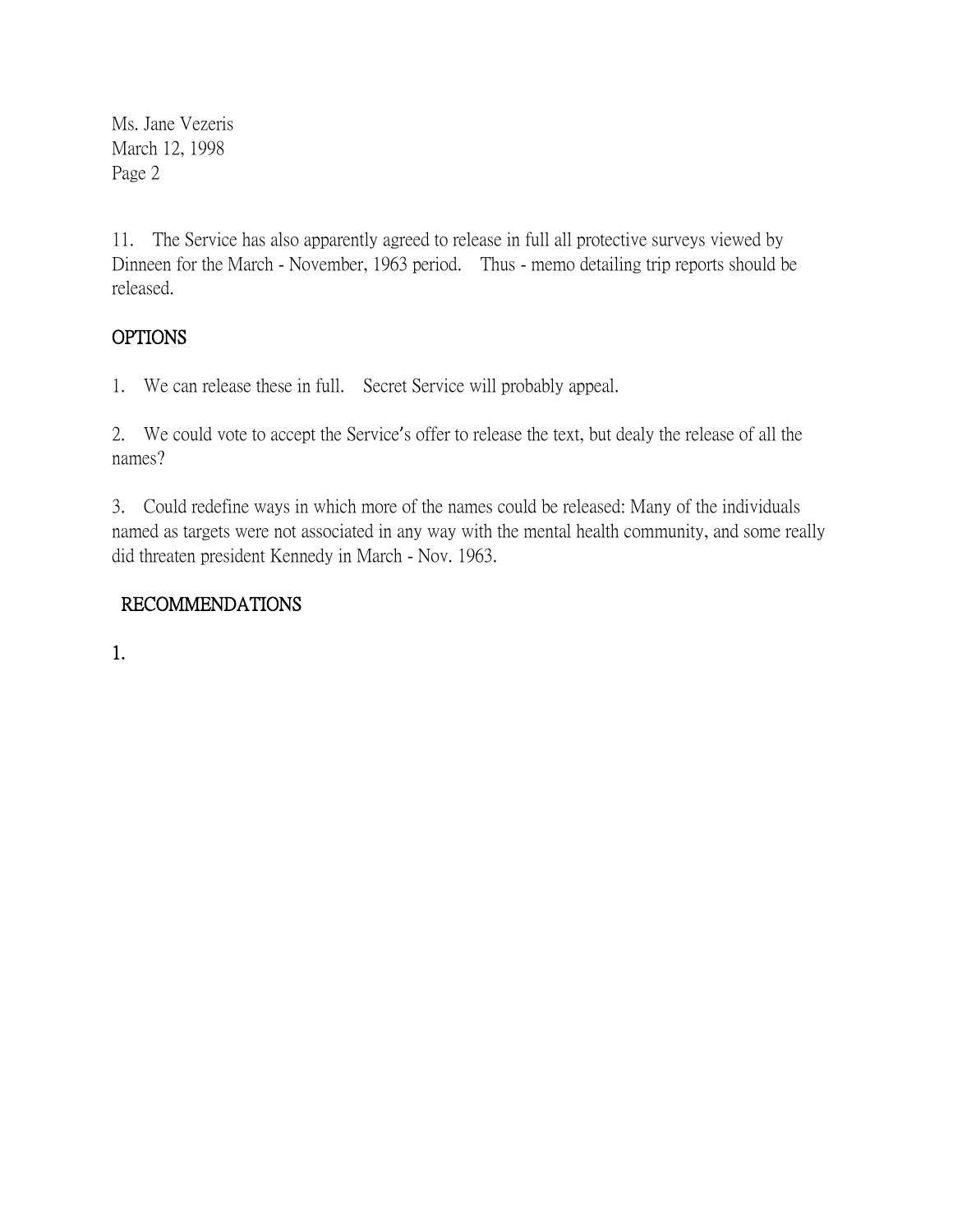Ms. Jane Vezeris
March 12, 1998
Page 2

11. The Service has also apparently agreed to release in full all protective surveys viewed by Dinneen for the March - November, 1963 period. Thus - memo detailing trip reports should be released.

## OPTIONS

1. We can release these in full. Secret Service will probably appeal.

2. We could vote to accept the Service's offer to release the text, but dealy the release of all the names?

3. Could redefine ways in which more of the names could be released: Many of the individuals named as targets were not associated in any way with the mental health community, and some really did threaten president Kennedy in March - Nov. 1963.

## RECOMMENDATIONS

1.